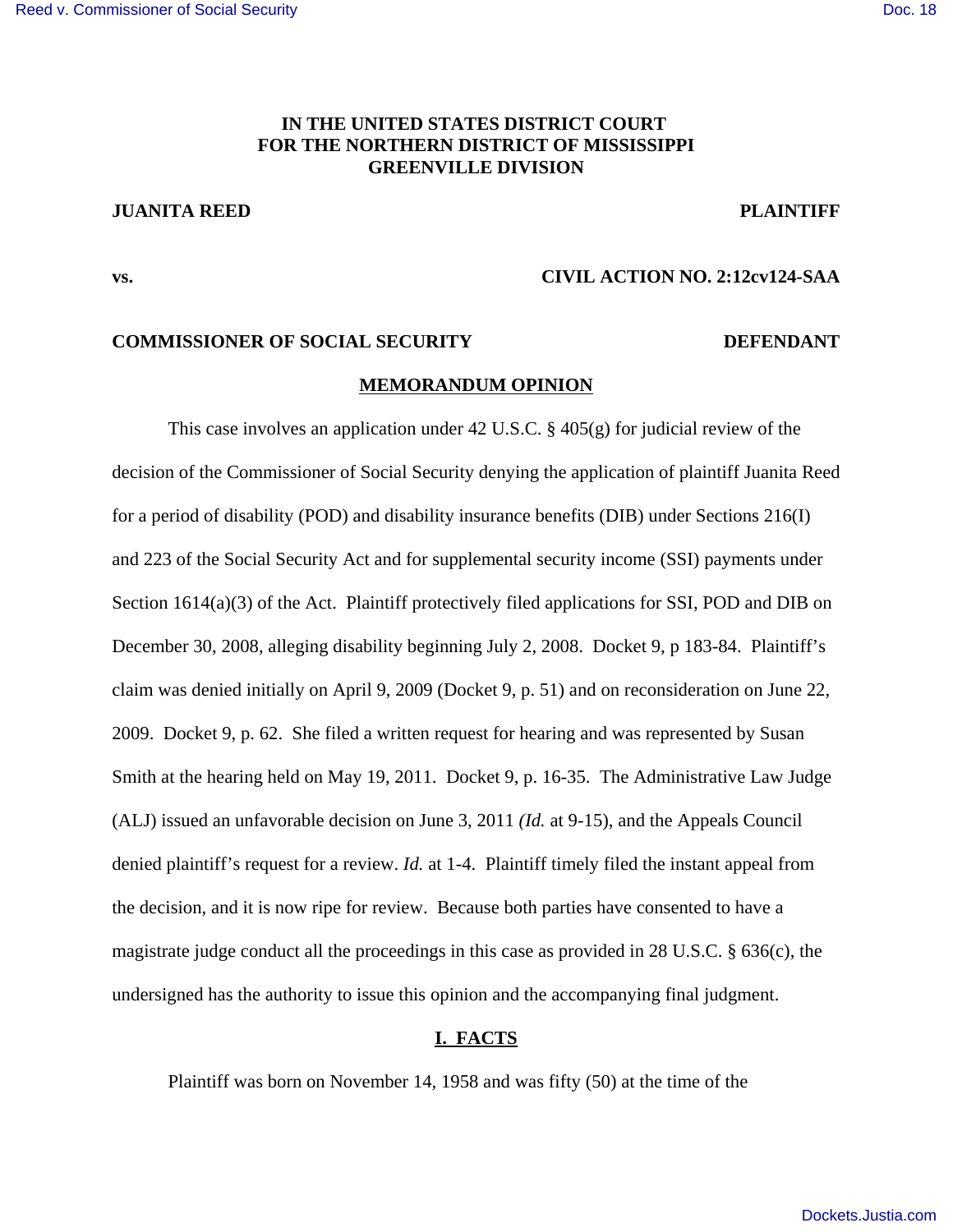**IN THE UNITED STATES DISTRICT COURT**
**FOR THE NORTHERN DISTRICT OF MISSISSIPPI**
**GREENVILLE DIVISION**

**JUANITA REED** **PLAINTIFF**

**vs.** **CIVIL ACTION NO. 2:12cv124-SAA**

**COMMISSIONER OF SOCIAL SECURITY** **DEFENDANT**

**MEMORANDUM OPINION**

This case involves an application under 42 U.S.C. § 405(g) for judicial review of the decision of the Commissioner of Social Security denying the application of plaintiff Juanita Reed for a period of disability (POD) and disability insurance benefits (DIB) under Sections 216(I) and 223 of the Social Security Act and for supplemental security income (SSI) payments under Section 1614(a)(3) of the Act. Plaintiff protectively filed applications for SSI, POD and DIB on December 30, 2008, alleging disability beginning July 2, 2008. Docket 9, p 183-84. Plaintiff's claim was denied initially on April 9, 2009 (Docket 9, p. 51) and on reconsideration on June 22, 2009. Docket 9, p. 62. She filed a written request for hearing and was represented by Susan Smith at the hearing held on May 19, 2011. Docket 9, p. 16-35. The Administrative Law Judge (ALJ) issued an unfavorable decision on June 3, 2011 *(Id.* at 9-15), and the Appeals Council denied plaintiff's request for a review. *Id.* at 1-4. Plaintiff timely filed the instant appeal from the decision, and it is now ripe for review. Because both parties have consented to have a magistrate judge conduct all the proceedings in this case as provided in 28 U.S.C. § 636(c), the undersigned has the authority to issue this opinion and the accompanying final judgment.

## I. FACTS

Plaintiff was born on November 14, 1958 and was fifty (50) at the time of the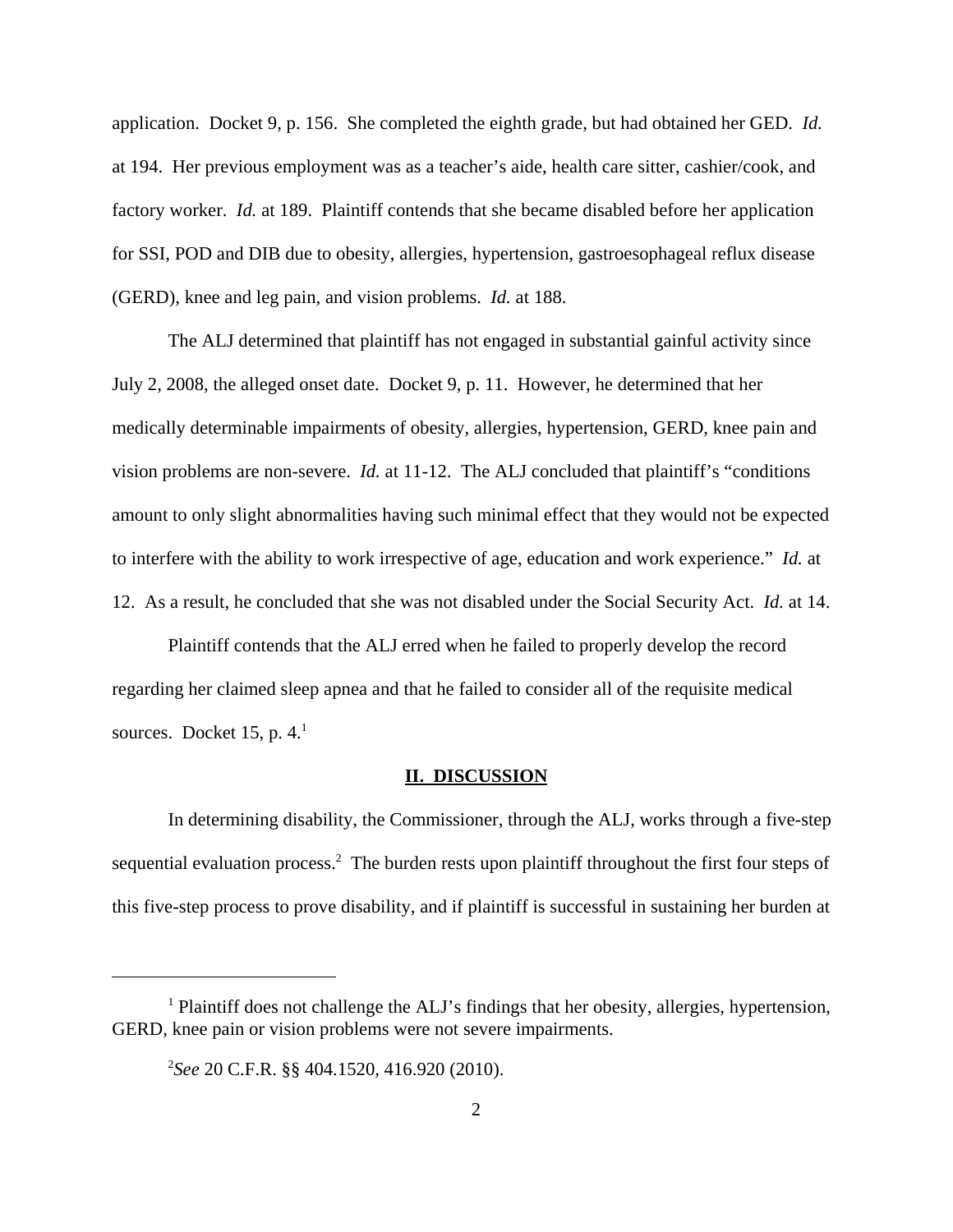application. Docket 9, p. 156. She completed the eighth grade, but had obtained her GED. *Id.* at 194. Her previous employment was as a teacher's aide, health care sitter, cashier/cook, and factory worker. *Id.* at 189. Plaintiff contends that she became disabled before her application for SSI, POD and DIB due to obesity, allergies, hypertension, gastroesophageal reflux disease (GERD), knee and leg pain, and vision problems. *Id.* at 188.

The ALJ determined that plaintiff has not engaged in substantial gainful activity since July 2, 2008, the alleged onset date. Docket 9, p. 11. However, he determined that her medically determinable impairments of obesity, allergies, hypertension, GERD, knee pain and vision problems are non-severe. *Id.* at 11-12. The ALJ concluded that plaintiff's "conditions amount to only slight abnormalities having such minimal effect that they would not be expected to interfere with the ability to work irrespective of age, education and work experience." *Id.* at 12. As a result, he concluded that she was not disabled under the Social Security Act. *Id.* at 14.

Plaintiff contends that the ALJ erred when he failed to properly develop the record regarding her claimed sleep apnea and that he failed to consider all of the requisite medical sources. Docket 15, p. 4.[1]

## II. DISCUSSION

In determining disability, the Commissioner, through the ALJ, works through a five-step sequential evaluation process.[2] The burden rests upon plaintiff throughout the first four steps of this five-step process to prove disability, and if plaintiff is successful in sustaining her burden at

---

[1] Plaintiff does not challenge the ALJ's findings that her obesity, allergies, hypertension, GERD, knee pain or vision problems were not severe impairments.

[2] *See* 20 C.F.R. §§ 404.1520, 416.920 (2010).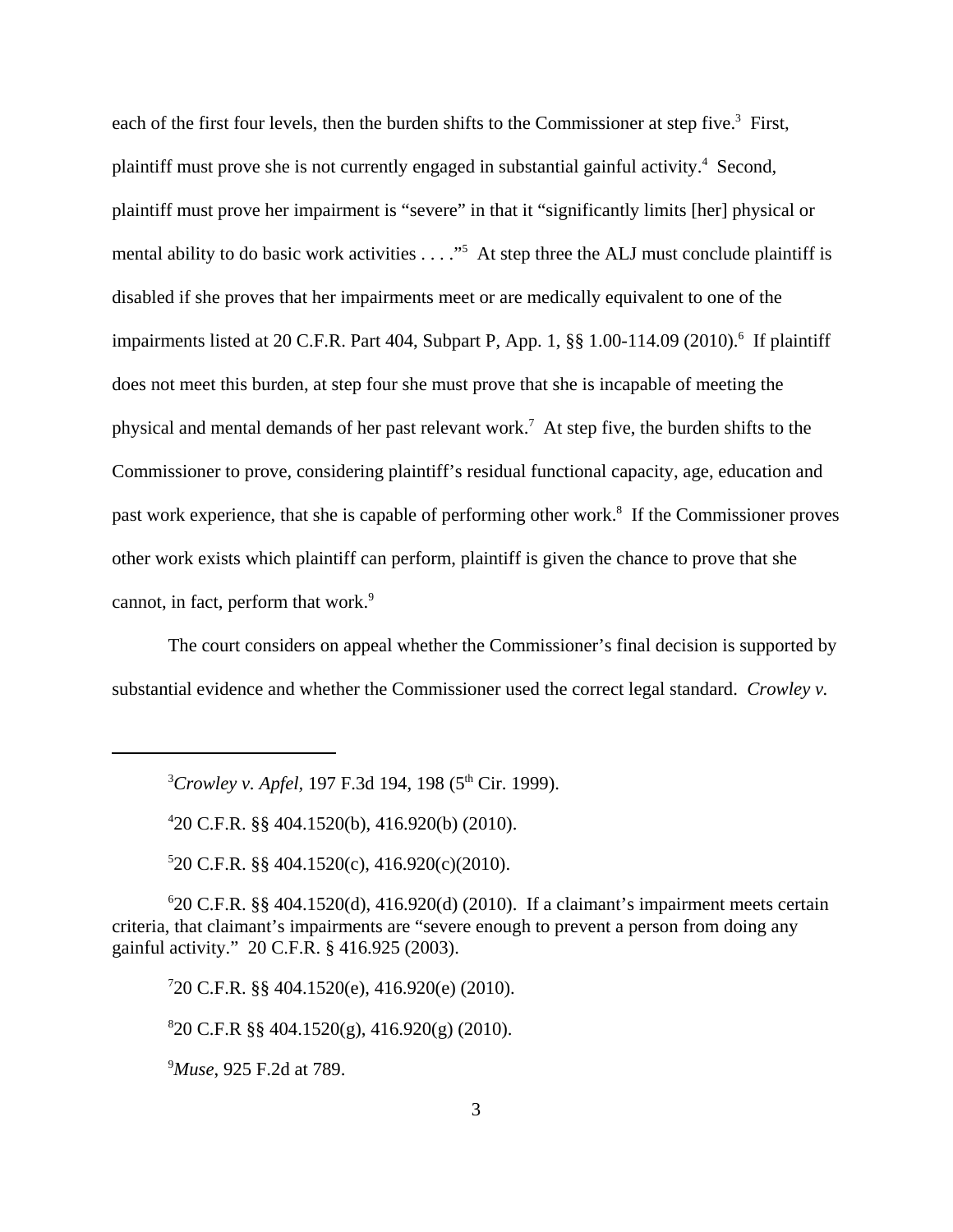each of the first four levels, then the burden shifts to the Commissioner at step five.[3] First, plaintiff must prove she is not currently engaged in substantial gainful activity.[4] Second, plaintiff must prove her impairment is "severe" in that it "significantly limits [her] physical or mental ability to do basic work activities . . . ."[5] At step three the ALJ must conclude plaintiff is disabled if she proves that her impairments meet or are medically equivalent to one of the impairments listed at 20 C.F.R. Part 404, Subpart P, App. 1, §§ 1.00-114.09 (2010).[6] If plaintiff does not meet this burden, at step four she must prove that she is incapable of meeting the physical and mental demands of her past relevant work.[7] At step five, the burden shifts to the Commissioner to prove, considering plaintiff's residual functional capacity, age, education and past work experience, that she is capable of performing other work.[8] If the Commissioner proves other work exists which plaintiff can perform, plaintiff is given the chance to prove that she cannot, in fact, perform that work.[9]

The court considers on appeal whether the Commissioner's final decision is supported by substantial evidence and whether the Commissioner used the correct legal standard. *Crowley v.*

---

[3]*Crowley v. Apfel*, 197 F.3d 194, 198 (5th Cir. 1999).

[4]20 C.F.R. §§ 404.1520(b), 416.920(b) (2010).

[5]20 C.F.R. §§ 404.1520(c), 416.920(c)(2010).

[6]20 C.F.R. §§ 404.1520(d), 416.920(d) (2010). If a claimant's impairment meets certain criteria, that claimant's impairments are "severe enough to prevent a person from doing any gainful activity." 20 C.F.R. § 416.925 (2003).

[7]20 C.F.R. §§ 404.1520(e), 416.920(e) (2010).

[8]20 C.F.R §§ 404.1520(g), 416.920(g) (2010).

[9]*Muse*, 925 F.2d at 789.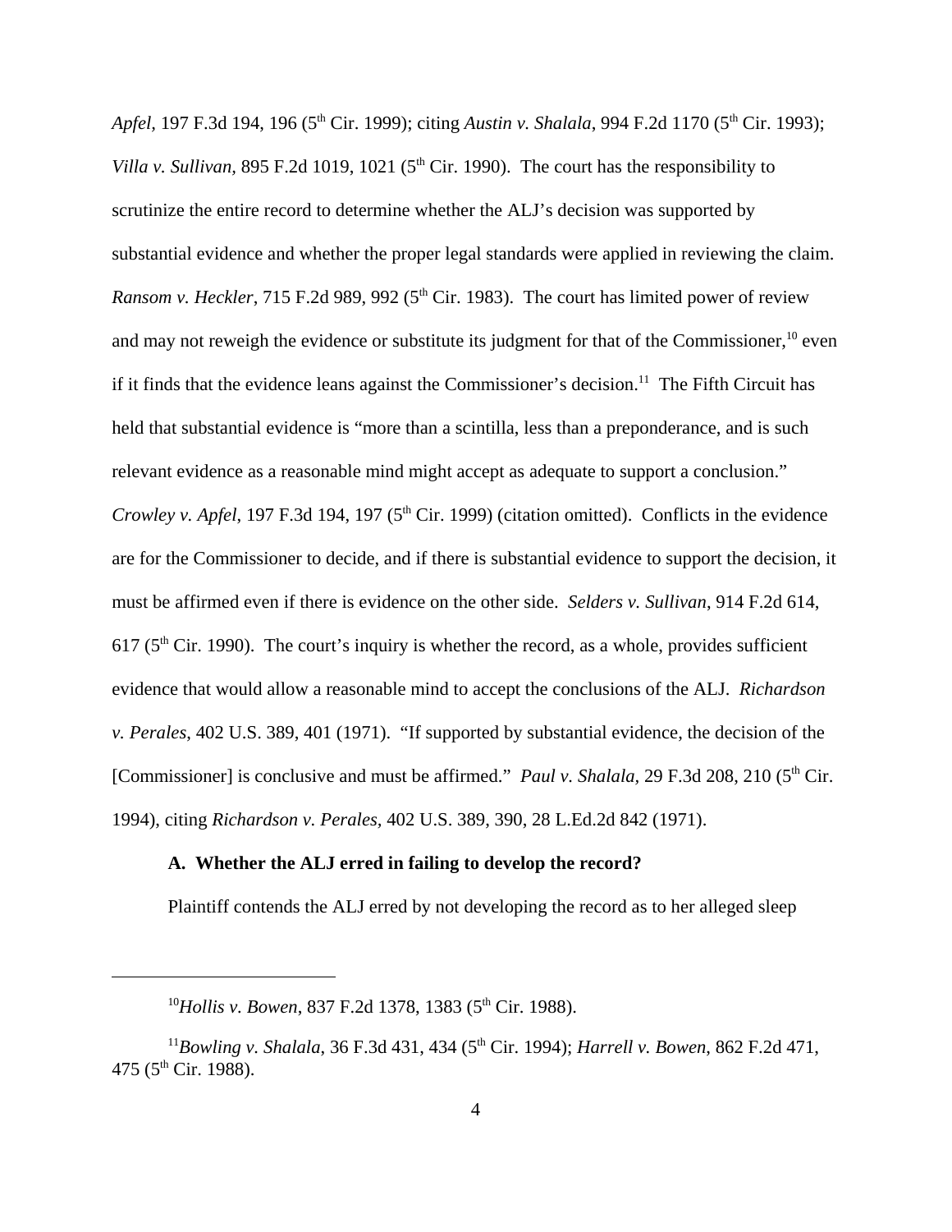*Apfel*, 197 F.3d 194, 196 (5th Cir. 1999); citing *Austin v. Shalala*, 994 F.2d 1170 (5th Cir. 1993); *Villa v. Sullivan*, 895 F.2d 1019, 1021 (5th Cir. 1990). The court has the responsibility to scrutinize the entire record to determine whether the ALJ's decision was supported by substantial evidence and whether the proper legal standards were applied in reviewing the claim. *Ransom v. Heckler*, 715 F.2d 989, 992 (5th Cir. 1983). The court has limited power of review and may not reweigh the evidence or substitute its judgment for that of the Commissioner,[10] even if it finds that the evidence leans against the Commissioner's decision.[11] The Fifth Circuit has held that substantial evidence is "more than a scintilla, less than a preponderance, and is such relevant evidence as a reasonable mind might accept as adequate to support a conclusion." *Crowley v. Apfel*, 197 F.3d 194, 197 (5th Cir. 1999) (citation omitted). Conflicts in the evidence are for the Commissioner to decide, and if there is substantial evidence to support the decision, it must be affirmed even if there is evidence on the other side. *Selders v. Sullivan*, 914 F.2d 614, 617 (5th Cir. 1990). The court's inquiry is whether the record, as a whole, provides sufficient evidence that would allow a reasonable mind to accept the conclusions of the ALJ. *Richardson v. Perales*, 402 U.S. 389, 401 (1971). "If supported by substantial evidence, the decision of the [Commissioner] is conclusive and must be affirmed." *Paul v. Shalala*, 29 F.3d 208, 210 (5th Cir. 1994), citing *Richardson v. Perales*, 402 U.S. 389, 390, 28 L.Ed.2d 842 (1971).

**A. Whether the ALJ erred in failing to develop the record?**

Plaintiff contends the ALJ erred by not developing the record as to her alleged sleep

---

[10] *Hollis v. Bowen*, 837 F.2d 1378, 1383 (5th Cir. 1988).

[11] *Bowling v. Shalala*, 36 F.3d 431, 434 (5th Cir. 1994); *Harrell v. Bowen*, 862 F.2d 471, 475 (5th Cir. 1988).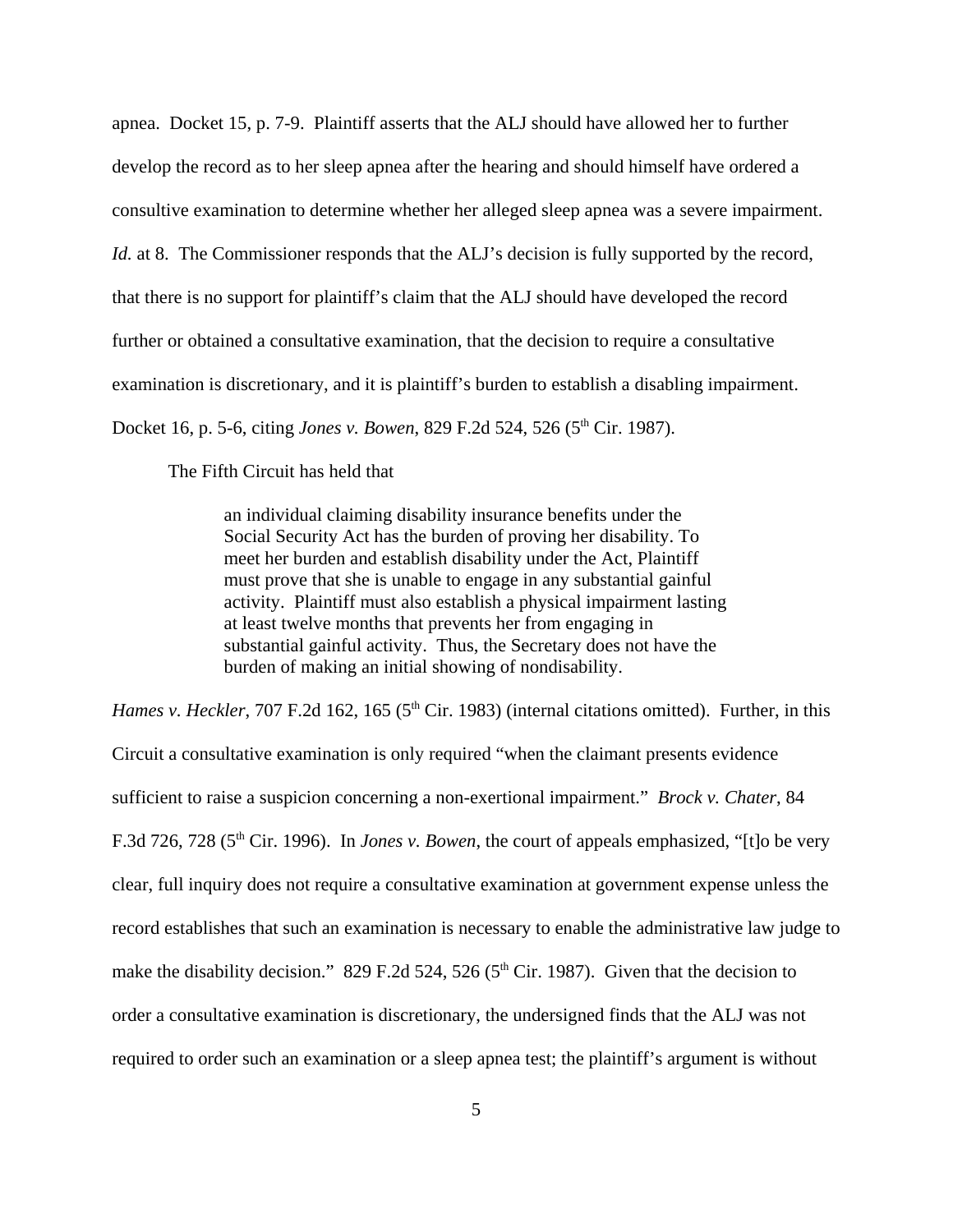apnea. Docket 15, p. 7-9. Plaintiff asserts that the ALJ should have allowed her to further develop the record as to her sleep apnea after the hearing and should himself have ordered a consultive examination to determine whether her alleged sleep apnea was a severe impairment. *Id.* at 8. The Commissioner responds that the ALJ's decision is fully supported by the record, that there is no support for plaintiff's claim that the ALJ should have developed the record further or obtained a consultative examination, that the decision to require a consultative examination is discretionary, and it is plaintiff's burden to establish a disabling impairment. Docket 16, p. 5-6, citing *Jones v. Bowen*, 829 F.2d 524, 526 (5th Cir. 1987).

The Fifth Circuit has held that

> an individual claiming disability insurance benefits under the Social Security Act has the burden of proving her disability. To meet her burden and establish disability under the Act, Plaintiff must prove that she is unable to engage in any substantial gainful activity. Plaintiff must also establish a physical impairment lasting at least twelve months that prevents her from engaging in substantial gainful activity. Thus, the Secretary does not have the burden of making an initial showing of nondisability.

*Hames v. Heckler*, 707 F.2d 162, 165 (5th Cir. 1983) (internal citations omitted). Further, in this Circuit a consultative examination is only required "when the claimant presents evidence sufficient to raise a suspicion concerning a non-exertional impairment." *Brock v. Chater*, 84 F.3d 726, 728 (5th Cir. 1996). In *Jones v. Bowen*, the court of appeals emphasized, "[t]o be very clear, full inquiry does not require a consultative examination at government expense unless the record establishes that such an examination is necessary to enable the administrative law judge to make the disability decision." 829 F.2d 524, 526 (5th Cir. 1987). Given that the decision to order a consultative examination is discretionary, the undersigned finds that the ALJ was not required to order such an examination or a sleep apnea test; the plaintiff's argument is without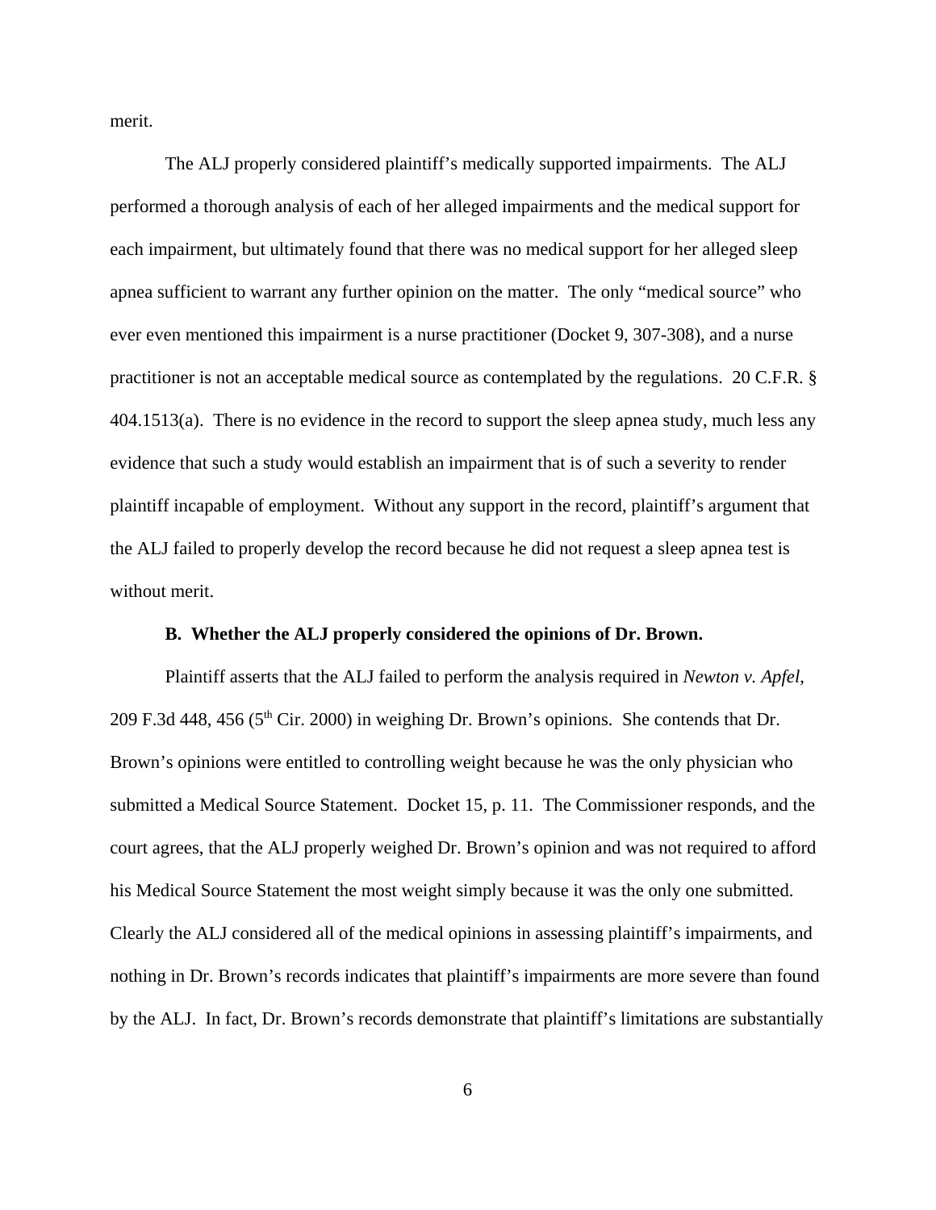merit.

The ALJ properly considered plaintiff's medically supported impairments. The ALJ performed a thorough analysis of each of her alleged impairments and the medical support for each impairment, but ultimately found that there was no medical support for her alleged sleep apnea sufficient to warrant any further opinion on the matter. The only "medical source" who ever even mentioned this impairment is a nurse practitioner (Docket 9, 307-308), and a nurse practitioner is not an acceptable medical source as contemplated by the regulations. 20 C.F.R. § 404.1513(a). There is no evidence in the record to support the sleep apnea study, much less any evidence that such a study would establish an impairment that is of such a severity to render plaintiff incapable of employment. Without any support in the record, plaintiff's argument that the ALJ failed to properly develop the record because he did not request a sleep apnea test is without merit.

**B. Whether the ALJ properly considered the opinions of Dr. Brown.**

Plaintiff asserts that the ALJ failed to perform the analysis required in *Newton v. Apfel*, 209 F.3d 448, 456 (5th Cir. 2000) in weighing Dr. Brown's opinions. She contends that Dr. Brown's opinions were entitled to controlling weight because he was the only physician who submitted a Medical Source Statement. Docket 15, p. 11. The Commissioner responds, and the court agrees, that the ALJ properly weighed Dr. Brown's opinion and was not required to afford his Medical Source Statement the most weight simply because it was the only one submitted. Clearly the ALJ considered all of the medical opinions in assessing plaintiff's impairments, and nothing in Dr. Brown's records indicates that plaintiff's impairments are more severe than found by the ALJ. In fact, Dr. Brown's records demonstrate that plaintiff's limitations are substantially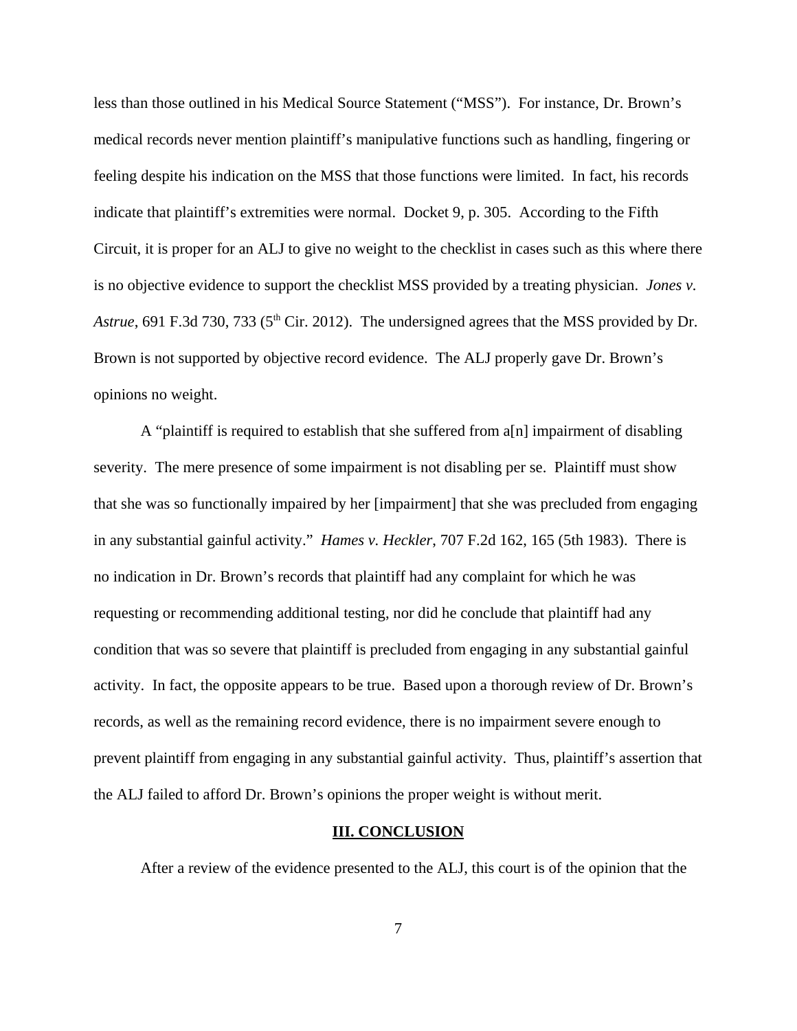less than those outlined in his Medical Source Statement ("MSS"). For instance, Dr. Brown's medical records never mention plaintiff's manipulative functions such as handling, fingering or feeling despite his indication on the MSS that those functions were limited. In fact, his records indicate that plaintiff's extremities were normal. Docket 9, p. 305. According to the Fifth Circuit, it is proper for an ALJ to give no weight to the checklist in cases such as this where there is no objective evidence to support the checklist MSS provided by a treating physician. *Jones v. Astrue*, 691 F.3d 730, 733 (5th Cir. 2012). The undersigned agrees that the MSS provided by Dr. Brown is not supported by objective record evidence. The ALJ properly gave Dr. Brown's opinions no weight.

A "plaintiff is required to establish that she suffered from a[n] impairment of disabling severity. The mere presence of some impairment is not disabling per se. Plaintiff must show that she was so functionally impaired by her [impairment] that she was precluded from engaging in any substantial gainful activity." *Hames v. Heckler*, 707 F.2d 162, 165 (5th 1983). There is no indication in Dr. Brown's records that plaintiff had any complaint for which he was requesting or recommending additional testing, nor did he conclude that plaintiff had any condition that was so severe that plaintiff is precluded from engaging in any substantial gainful activity. In fact, the opposite appears to be true. Based upon a thorough review of Dr. Brown's records, as well as the remaining record evidence, there is no impairment severe enough to prevent plaintiff from engaging in any substantial gainful activity. Thus, plaintiff's assertion that the ALJ failed to afford Dr. Brown's opinions the proper weight is without merit.

## III. CONCLUSION

After a review of the evidence presented to the ALJ, this court is of the opinion that the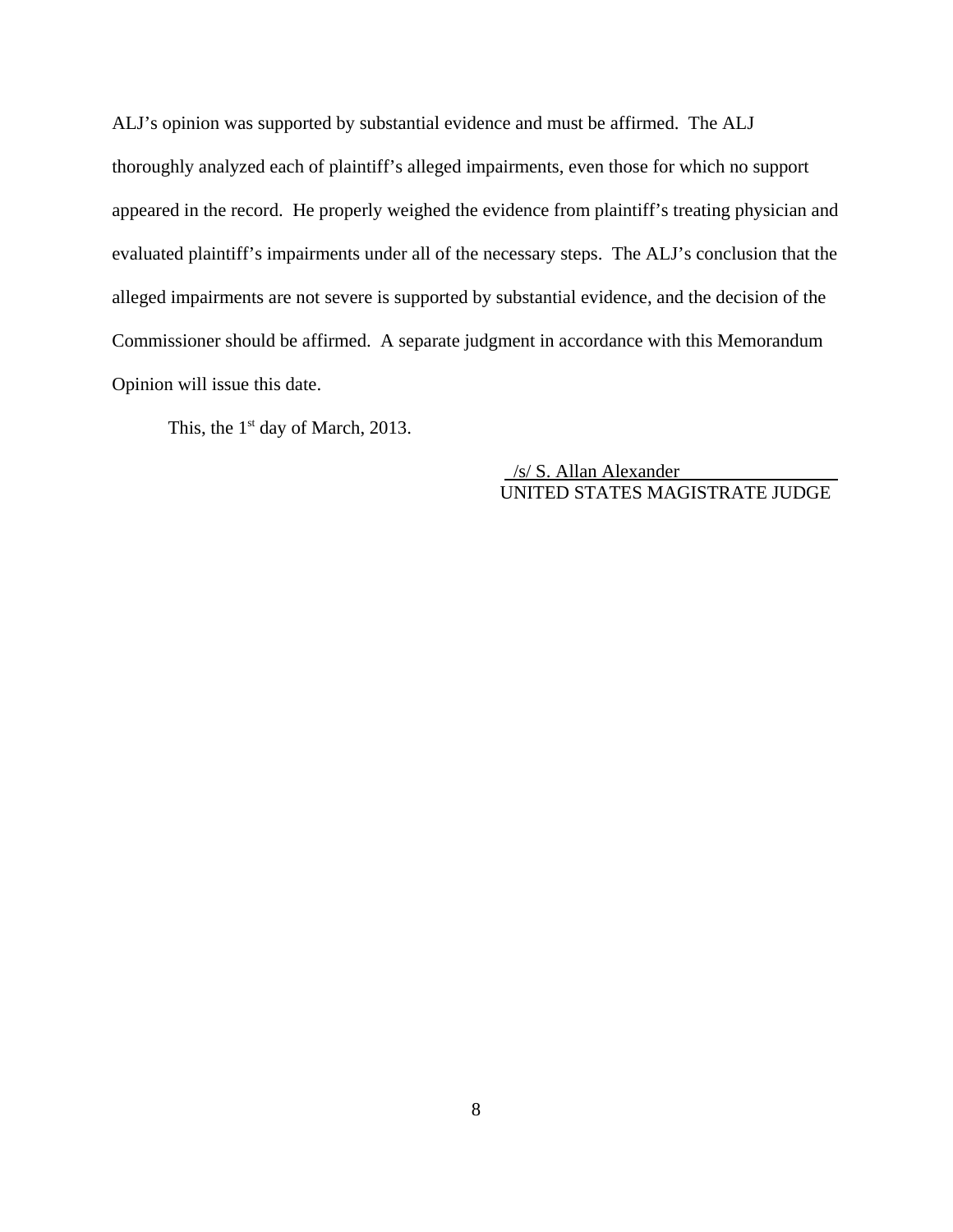ALJ's opinion was supported by substantial evidence and must be affirmed. The ALJ thoroughly analyzed each of plaintiff's alleged impairments, even those for which no support appeared in the record. He properly weighed the evidence from plaintiff's treating physician and evaluated plaintiff's impairments under all of the necessary steps. The ALJ's conclusion that the alleged impairments are not severe is supported by substantial evidence, and the decision of the Commissioner should be affirmed. A separate judgment in accordance with this Memorandum Opinion will issue this date.

This, the 1st day of March, 2013.

/s/ S. Allan Alexander
UNITED STATES MAGISTRATE JUDGE